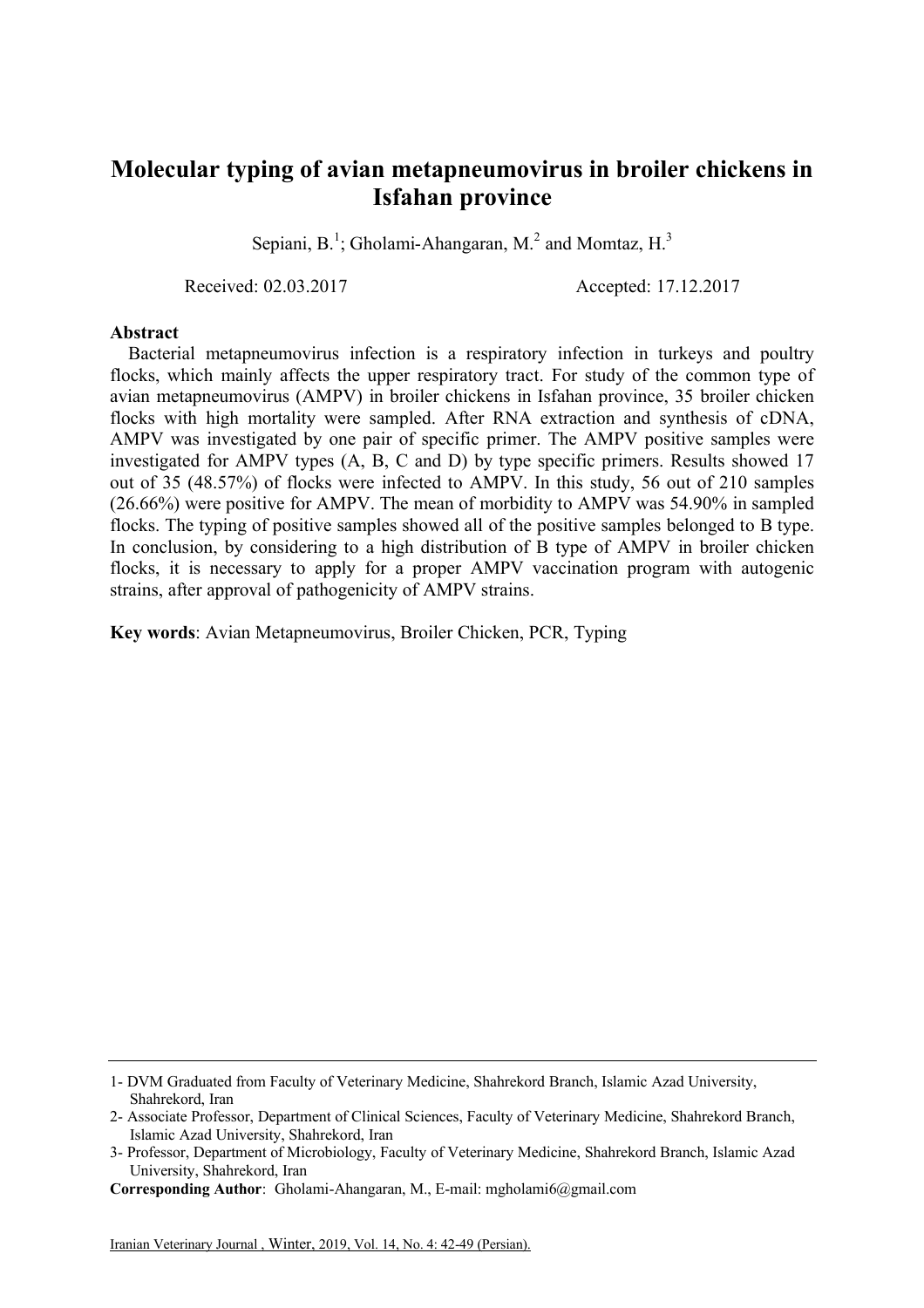# Molecular typing of avian metapneumovirus in broiler chickens in Isfahan province

Sepiani, B.[1]; Gholami-Ahangaran, M.[2] and Momtaz, H.[3]

Received: 02.03.2017 Accepted: 17.12.2017

## Abstract

Bacterial metapneumovirus infection is a respiratory infection in turkeys and poultry flocks, which mainly affects the upper respiratory tract. For study of the common type of avian metapneumovirus (AMPV) in broiler chickens in Isfahan province, 35 broiler chicken flocks with high mortality were sampled. After RNA extraction and synthesis of cDNA, AMPV was investigated by one pair of specific primer. The AMPV positive samples were investigated for AMPV types (A, B, C and D) by type specific primers. Results showed 17 out of 35 (48.57%) of flocks were infected to AMPV. In this study, 56 out of 210 samples (26.66%) were positive for AMPV. The mean of morbidity to AMPV was 54.90% in sampled flocks. The typing of positive samples showed all of the positive samples belonged to B type. In conclusion, by considering to a high distribution of B type of AMPV in broiler chicken flocks, it is necessary to apply for a proper AMPV vaccination program with autogenic strains, after approval of pathogenicity of AMPV strains.

**Key words**: Avian Metapneumovirus, Broiler Chicken, PCR, Typing

---

1- DVM Graduated from Faculty of Veterinary Medicine, Shahrekord Branch, Islamic Azad University, Shahrekord, Iran

2- Associate Professor, Department of Clinical Sciences, Faculty of Veterinary Medicine, Shahrekord Branch, Islamic Azad University, Shahrekord, Iran

3- Professor, Department of Microbiology, Faculty of Veterinary Medicine, Shahrekord Branch, Islamic Azad University, Shahrekord, Iran

**Corresponding Author**: Gholami-Ahangaran, M., E-mail: mgholami6@gmail.com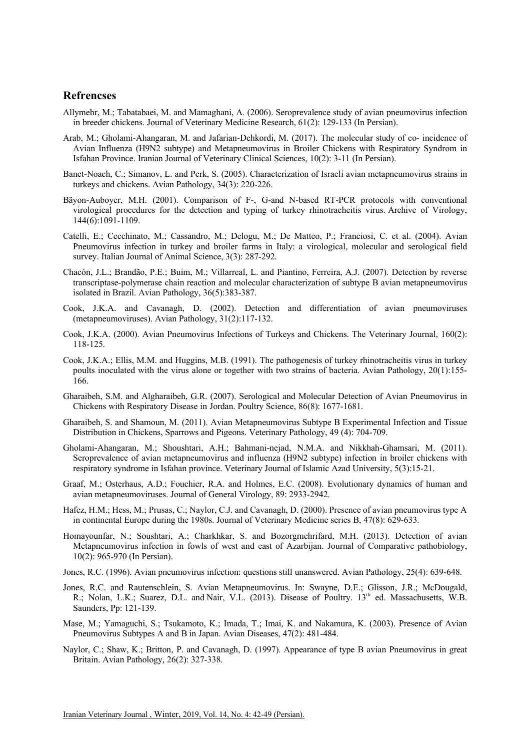## Refrencses

Allymehr, M.; Tabatabaei, M. and Mamaghani, A. (2006). Seroprevalence study of avian pneumovirus infection in breeder chickens. Journal of Veterinary Medicine Research, 61(2): 129-133 (In Persian).

Arab, M.; Gholami-Ahangaran, M. and Jafarian-Dehkordi, M. (2017). The molecular study of co- incidence of Avian Influenza (H9N2 subtype) and Metapneumovirus in Broiler Chickens with Respiratory Syndrom in Isfahan Province. Iranian Journal of Veterinary Clinical Sciences, 10(2): 3-11 (In Persian).

Banet-Noach, C.; Simanov, L. and Perk, S. (2005). Characterization of Israeli avian metapneumovirus strains in turkeys and chickens. Avian Pathology, 34(3): 220-226.

Bäyon-Auboyer, M.H. (2001). Comparison of F-, G-and N-based RT-PCR protocols with conventional virological procedures for the detection and typing of turkey rhinotracheitis virus. Archive of Virology, 144(6):1091-1109.

Catelli, E.; Cecchinato, M.; Cassandro, M.; Delogu, M.; De Matteo, P.; Franciosi, C. et al. (2004). Avian Pneumovirus infection in turkey and broiler farms in Italy: a virological, molecular and serological field survey. Italian Journal of Animal Science, 3(3): 287-292.

Chacón, J.L.; Brandão, P.E.; Buim, M.; Villarreal, L. and Piantino, Ferreira, A.J. (2007). Detection by reverse transcriptase-polymerase chain reaction and molecular characterization of subtype B avian metapneumovirus isolated in Brazil. Avian Pathology, 36(5):383-387.

Cook, J.K.A. and Cavanagh, D. (2002). Detection and differentiation of avian pneumoviruses (metapneumoviruses). Avian Pathology, 31(2):117-132.

Cook, J.K.A. (2000). Avian Pneumovirus Infections of Turkeys and Chickens. The Veterinary Journal, 160(2): 118-125.

Cook, J.K.A.; Ellis, M.M. and Huggins, M.B. (1991). The pathogenesis of turkey rhinotracheitis virus in turkey poults inoculated with the virus alone or together with two strains of bacteria. Avian Pathology, 20(1):155-166.

Gharaibeh, S.M. and Algharaibeh, G.R. (2007). Serological and Molecular Detection of Avian Pneumovirus in Chickens with Respiratory Disease in Jordan. Poultry Science, 86(8): 1677-1681.

Gharaibeh, S. and Shamoun, M. (2011). Avian Metapneumovirus Subtype B Experimental Infection and Tissue Distribution in Chickens, Sparrows and Pigeons. Veterinary Pathology, 49 (4): 704-709.

Gholami-Ahangaran, M.; Shoushtari, A.H.; Bahmani-nejad, N.M.A. and Nikkhah-Ghamsari, M. (2011). Seroprevalence of avian metapneumovirus and influenza (H9N2 subtype) infection in broiler chickens with respiratory syndrome in Isfahan province. Veterinary Journal of Islamic Azad University, 5(3):15-21.

Graaf, M.; Osterhaus, A.D.; Fouchier, R.A. and Holmes, E.C. (2008). Evolutionary dynamics of human and avian metapneumoviruses. Journal of General Virology, 89: 2933-2942.

Hafez, H.M.; Hess, M.; Prusas, C.; Naylor, C.J. and Cavanagh, D. (2000). Presence of avian pneumovirus type A in continental Europe during the 1980s. Journal of Veterinary Medicine series B, 47(8): 629-633.

Homayounfar, N.; Soushtari, A.; Charkhkar, S. and Bozorgmehrifard, M.H. (2013). Detection of avian Metapneumovirus infection in fowls of west and east of Azarbijan. Journal of Comparative pathobiology, 10(2): 965-970 (In Persian).

Jones, R.C. (1996). Avian pneumovirus infection: questions still unanswered. Avian Pathology, 25(4): 639-648.

Jones, R.C. and Rautenschlein, S. Avian Metapneumovirus. In: Swayne, D.E.; Glisson, J.R.; McDougald, R.; Nolan, L.K.; Suarez, D.L. and Nair, V.L. (2013). Disease of Poultry. 13th ed. Massachusetts, W.B. Saunders, Pp: 121-139.

Mase, M.; Yamaguchi, S.; Tsukamoto, K.; Imada, T.; Imai, K. and Nakamura, K. (2003). Presence of Avian Pneumovirus Subtypes A and B in Japan. Avian Diseases, 47(2): 481-484.

Naylor, C.; Shaw, K.; Britton, P. and Cavanagh, D. (1997). Appearance of type B avian Pneumovirus in great Britain. Avian Pathology, 26(2): 327-338.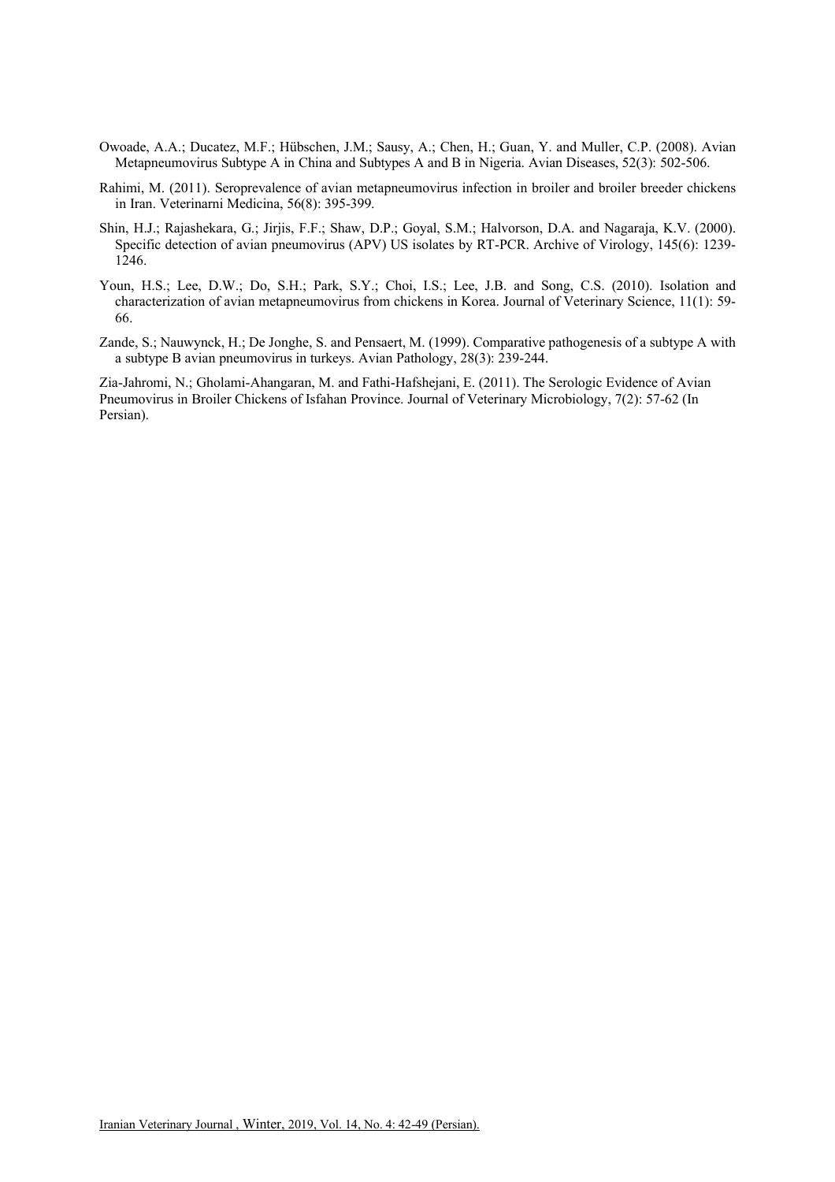Owoade, A.A.; Ducatez, M.F.; Hübschen, J.M.; Sausy, A.; Chen, H.; Guan, Y. and Muller, C.P. (2008). Avian Metapneumovirus Subtype A in China and Subtypes A and B in Nigeria. Avian Diseases, 52(3): 502-506.

Rahimi, M. (2011). Seroprevalence of avian metapneumovirus infection in broiler and broiler breeder chickens in Iran. Veterinarni Medicina, 56(8): 395-399.

Shin, H.J.; Rajashekara, G.; Jirjis, F.F.; Shaw, D.P.; Goyal, S.M.; Halvorson, D.A. and Nagaraja, K.V. (2000). Specific detection of avian pneumovirus (APV) US isolates by RT-PCR. Archive of Virology, 145(6): 1239-1246.

Youn, H.S.; Lee, D.W.; Do, S.H.; Park, S.Y.; Choi, I.S.; Lee, J.B. and Song, C.S. (2010). Isolation and characterization of avian metapneumovirus from chickens in Korea. Journal of Veterinary Science, 11(1): 59-66.

Zande, S.; Nauwynck, H.; De Jonghe, S. and Pensaert, M. (1999). Comparative pathogenesis of a subtype A with a subtype B avian pneumovirus in turkeys. Avian Pathology, 28(3): 239-244.

Zia-Jahromi, N.; Gholami-Ahangaran, M. and Fathi-Hafshejani, E. (2011). The Serologic Evidence of Avian Pneumovirus in Broiler Chickens of Isfahan Province. Journal of Veterinary Microbiology, 7(2): 57-62 (In Persian).